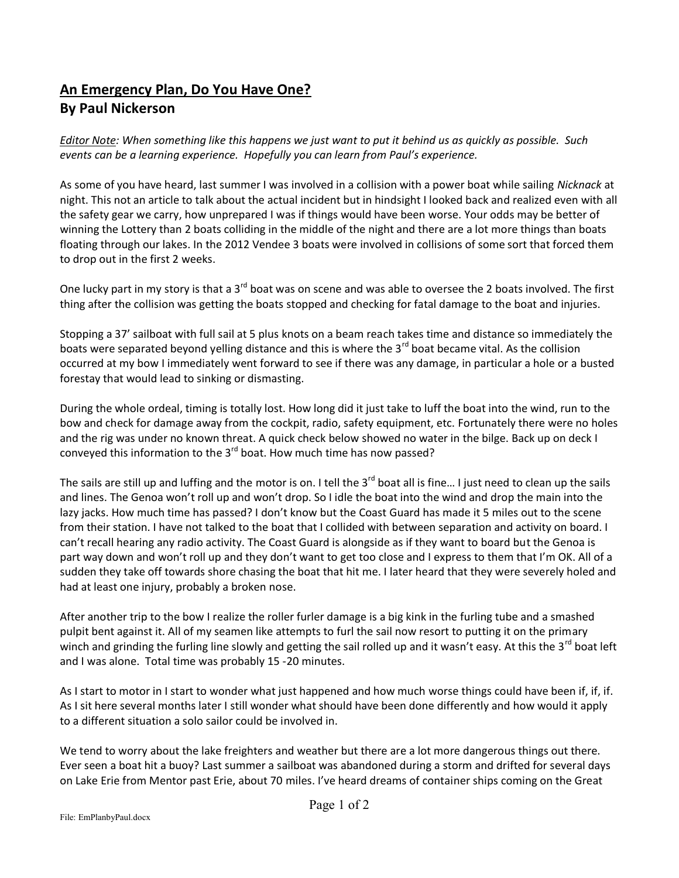# An Emergency Plan, Do You Have One?
## By Paul Nickerson

*Editor Note: When something like this happens we just want to put it behind us as quickly as possible. Such events can be a learning experience. Hopefully you can learn from Paul's experience.*

As some of you have heard, last summer I was involved in a collision with a power boat while sailing *Nicknack* at night. This not an article to talk about the actual incident but in hindsight I looked back and realized even with all the safety gear we carry, how unprepared I was if things would have been worse. Your odds may be better of winning the Lottery than 2 boats colliding in the middle of the night and there are a lot more things than boats floating through our lakes. In the 2012 Vendee 3 boats were involved in collisions of some sort that forced them to drop out in the first 2 weeks.

One lucky part in my story is that a 3rd boat was on scene and was able to oversee the 2 boats involved. The first thing after the collision was getting the boats stopped and checking for fatal damage to the boat and injuries.

Stopping a 37' sailboat with full sail at 5 plus knots on a beam reach takes time and distance so immediately the boats were separated beyond yelling distance and this is where the 3rd boat became vital. As the collision occurred at my bow I immediately went forward to see if there was any damage, in particular a hole or a busted forestay that would lead to sinking or dismasting.

During the whole ordeal, timing is totally lost. How long did it just take to luff the boat into the wind, run to the bow and check for damage away from the cockpit, radio, safety equipment, etc. Fortunately there were no holes and the rig was under no known threat. A quick check below showed no water in the bilge. Back up on deck I conveyed this information to the 3rd boat. How much time has now passed?

The sails are still up and luffing and the motor is on. I tell the 3rd boat all is fine… I just need to clean up the sails and lines. The Genoa won't roll up and won't drop. So I idle the boat into the wind and drop the main into the lazy jacks. How much time has passed? I don't know but the Coast Guard has made it 5 miles out to the scene from their station. I have not talked to the boat that I collided with between separation and activity on board. I can't recall hearing any radio activity. The Coast Guard is alongside as if they want to board but the Genoa is part way down and won't roll up and they don't want to get too close and I express to them that I'm OK. All of a sudden they take off towards shore chasing the boat that hit me. I later heard that they were severely holed and had at least one injury, probably a broken nose.

After another trip to the bow I realize the roller furler damage is a big kink in the furling tube and a smashed pulpit bent against it. All of my seamen like attempts to furl the sail now resort to putting it on the primary winch and grinding the furling line slowly and getting the sail rolled up and it wasn't easy. At this the 3rd boat left and I was alone. Total time was probably 15 -20 minutes.

As I start to motor in I start to wonder what just happened and how much worse things could have been if, if, if. As I sit here several months later I still wonder what should have been done differently and how would it apply to a different situation a solo sailor could be involved in.

We tend to worry about the lake freighters and weather but there are a lot more dangerous things out there. Ever seen a boat hit a buoy? Last summer a sailboat was abandoned during a storm and drifted for several days on Lake Erie from Mentor past Erie, about 70 miles. I've heard dreams of container ships coming on the Great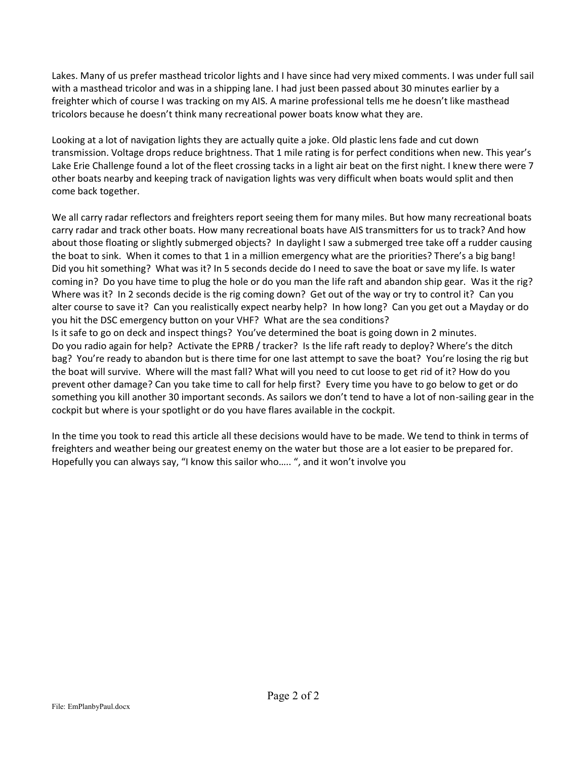Lakes. Many of us prefer masthead tricolor lights and I have since had very mixed comments. I was under full sail with a masthead tricolor and was in a shipping lane. I had just been passed about 30 minutes earlier by a freighter which of course I was tracking on my AIS. A marine professional tells me he doesn't like masthead tricolors because he doesn't think many recreational power boats know what they are.

Looking at a lot of navigation lights they are actually quite a joke. Old plastic lens fade and cut down transmission. Voltage drops reduce brightness. That 1 mile rating is for perfect conditions when new. This year's Lake Erie Challenge found a lot of the fleet crossing tacks in a light air beat on the first night. I knew there were 7 other boats nearby and keeping track of navigation lights was very difficult when boats would split and then come back together.

We all carry radar reflectors and freighters report seeing them for many miles. But how many recreational boats carry radar and track other boats. How many recreational boats have AIS transmitters for us to track? And how about those floating or slightly submerged objects? In daylight I saw a submerged tree take off a rudder causing the boat to sink. When it comes to that 1 in a million emergency what are the priorities? There's a big bang! Did you hit something? What was it? In 5 seconds decide do I need to save the boat or save my life. Is water coming in? Do you have time to plug the hole or do you man the life raft and abandon ship gear. Was it the rig? Where was it? In 2 seconds decide is the rig coming down? Get out of the way or try to control it? Can you alter course to save it? Can you realistically expect nearby help? In how long? Can you get out a Mayday or do you hit the DSC emergency button on your VHF? What are the sea conditions?
Is it safe to go on deck and inspect things? You've determined the boat is going down in 2 minutes.
Do you radio again for help? Activate the EPRB / tracker? Is the life raft ready to deploy? Where's the ditch bag? You're ready to abandon but is there time for one last attempt to save the boat? You're losing the rig but the boat will survive. Where will the mast fall? What will you need to cut loose to get rid of it? How do you prevent other damage? Can you take time to call for help first? Every time you have to go below to get or do something you kill another 30 important seconds. As sailors we don't tend to have a lot of non-sailing gear in the cockpit but where is your spotlight or do you have flares available in the cockpit.

In the time you took to read this article all these decisions would have to be made. We tend to think in terms of freighters and weather being our greatest enemy on the water but those are a lot easier to be prepared for. Hopefully you can always say, "I know this sailor who….. ", and it won't involve you

File: EmPlanbyPaul.docx